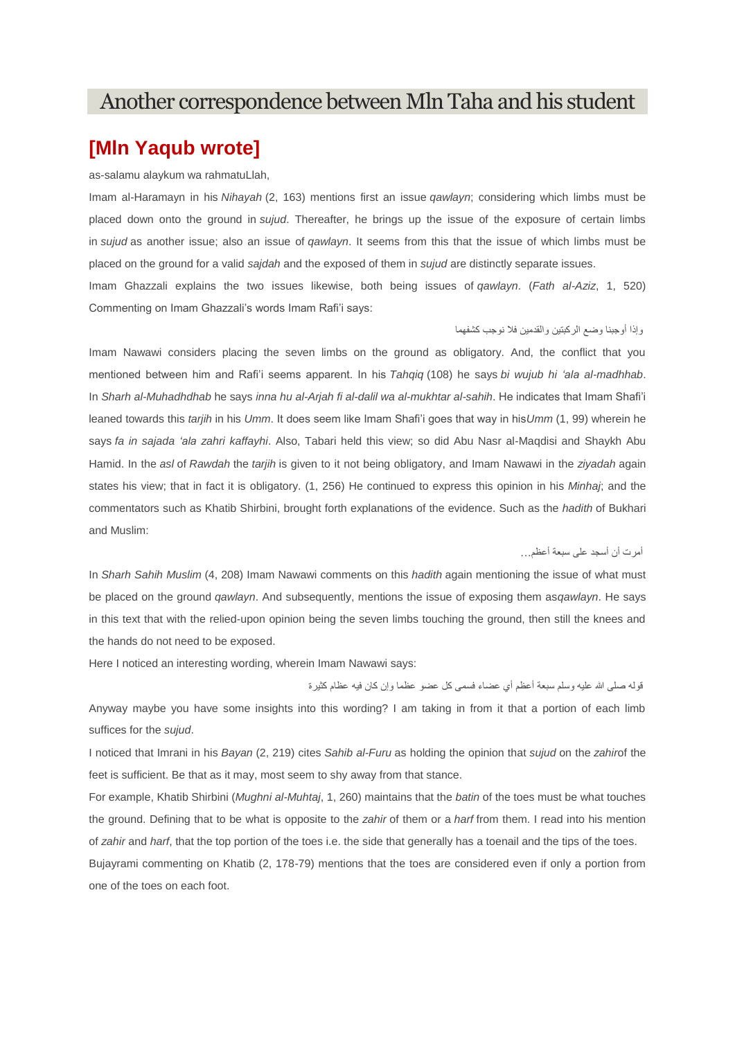# Another correspondence between Mln Taha and his student

## [Mln Yaqub wrote]

as-salamu alaykum wa rahmatuLlah,

Imam al-Haramayn in his *Nihayah* (2, 163) mentions first an issue *qawlayn*; considering which limbs must be placed down onto the ground in *sujud*. Thereafter, he brings up the issue of the exposure of certain limbs in *sujud* as another issue; also an issue of *qawlayn*. It seems from this that the issue of which limbs must be placed on the ground for a valid *sajdah* and the exposed of them in *sujud* are distinctly separate issues.

Imam Ghazzali explains the two issues likewise, both being issues of *qawlayn*. (*Fath al-Aziz*, 1, 520) Commenting on Imam Ghazzali's words Imam Rafi'i says:

وإذا أوجبنا وضع الركبتين والقدمين فلا نوجب كشفهما

Imam Nawawi considers placing the seven limbs on the ground as obligatory. And, the conflict that you mentioned between him and Rafi'i seems apparent. In his *Tahqiq* (108) he says *bi wujub hi 'ala al-madhhab*. In *Sharh al-Muhadhdhab* he says *inna hu al-Arjah fi al-dalil wa al-mukhtar al-sahih*. He indicates that Imam Shafi'i leaned towards this *tarjih* in his *Umm*. It does seem like Imam Shafi'i goes that way in his*Umm* (1, 99) wherein he says *fa in sajada 'ala zahri kaffayhi*. Also, Tabari held this view; so did Abu Nasr al-Maqdisi and Shaykh Abu Hamid. In the *asl* of *Rawdah* the *tarjih* is given to it not being obligatory, and Imam Nawawi in the *ziyadah* again states his view; that in fact it is obligatory. (1, 256) He continued to express this opinion in his *Minhaj*; and the commentators such as Khatib Shirbini, brought forth explanations of the evidence. Such as the *hadith* of Bukhari and Muslim:

أمرت أن أسجد على سبعة أعظم...

In *Sharh Sahih Muslim* (4, 208) Imam Nawawi comments on this *hadith* again mentioning the issue of what must be placed on the ground *qawlayn*. And subsequently, mentions the issue of exposing them as*qawlayn*. He says in this text that with the relied-upon opinion being the seven limbs touching the ground, then still the knees and the hands do not need to be exposed.

Here I noticed an interesting wording, wherein Imam Nawawi says:

قوله صلى الله عليه وسلم سبعة أعظم أي عضاء فسمى كل عضو عظما وإن كان فيه عظام كثيرة

Anyway maybe you have some insights into this wording? I am taking in from it that a portion of each limb suffices for the *sujud*.

I noticed that Imrani in his *Bayan* (2, 219) cites *Sahib al-Furu* as holding the opinion that *sujud* on the *zahir*of the feet is sufficient. Be that as it may, most seem to shy away from that stance.

For example, Khatib Shirbini (*Mughni al-Muhtaj*, 1, 260) maintains that the *batin* of the toes must be what touches the ground. Defining that to be what is opposite to the *zahir* of them or a *harf* from them. I read into his mention of *zahir* and *harf*, that the top portion of the toes i.e. the side that generally has a toenail and the tips of the toes.

Bujayrami commenting on Khatib (2, 178-79) mentions that the toes are considered even if only a portion from one of the toes on each foot.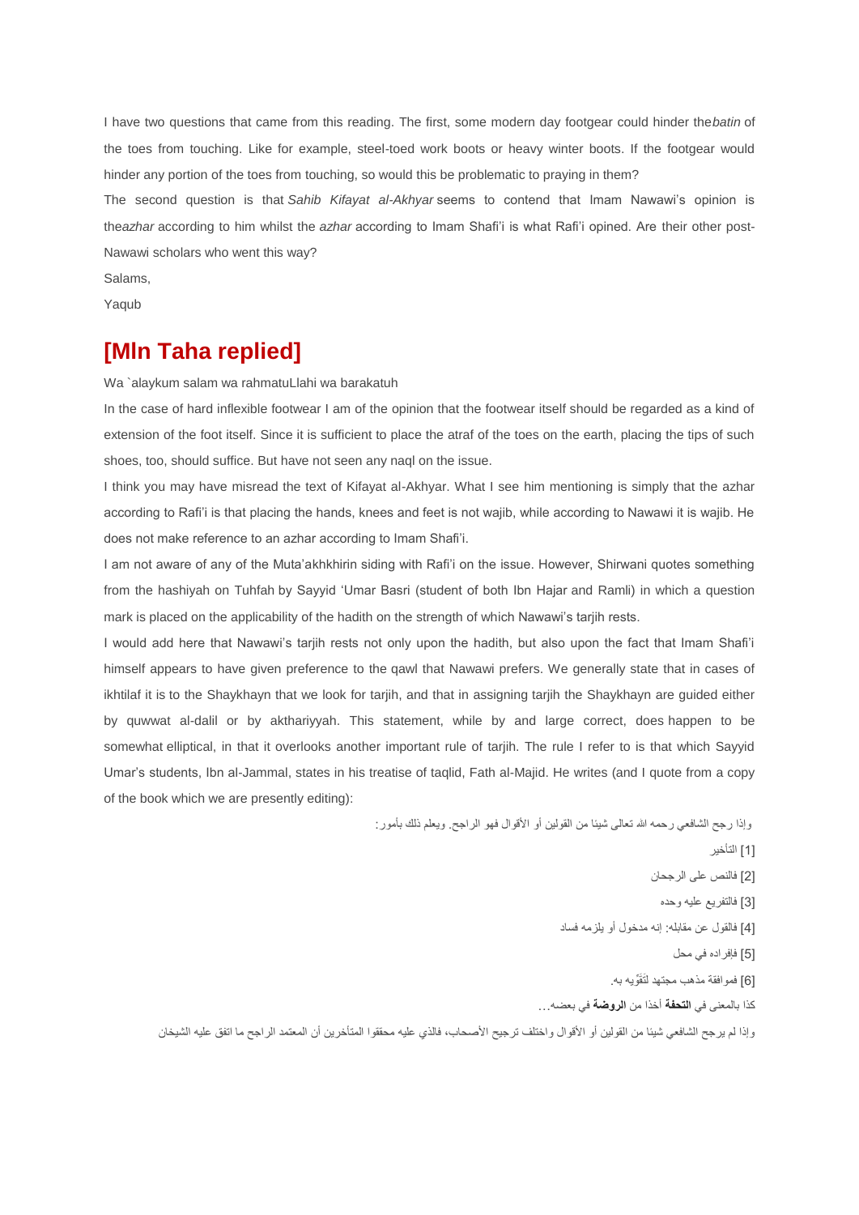I have two questions that came from this reading. The first, some modern day footgear could hinder the *batin* of the toes from touching. Like for example, steel-toed work boots or heavy winter boots. If the footgear would hinder any portion of the toes from touching, so would this be problematic to praying in them?

The second question is that *Sahib Kifayat al-Akhyar* seems to contend that Imam Nawawi's opinion is the *azhar* according to him whilst the *azhar* according to Imam Shafi'i is what Rafi'i opined. Are their other post-Nawawi scholars who went this way?

Salams,

Yaqub

## [Mln Taha replied]

Wa `alaykum salam wa rahmatuLlahi wa barakatuh

In the case of hard inflexible footwear I am of the opinion that the footwear itself should be regarded as a kind of extension of the foot itself. Since it is sufficient to place the atraf of the toes on the earth, placing the tips of such shoes, too, should suffice. But have not seen any naql on the issue.

I think you may have misread the text of Kifayat al-Akhyar. What I see him mentioning is simply that the azhar according to Rafi'i is that placing the hands, knees and feet is not wajib, while according to Nawawi it is wajib. He does not make reference to an azhar according to Imam Shafi'i.

I am not aware of any of the Muta'akhkhirin siding with Rafi'i on the issue. However, Shirwani quotes something from the hashiyah on Tuhfah by Sayyid 'Umar Basri (student of both Ibn Hajar and Ramli) in which a question mark is placed on the applicability of the hadith on the strength of which Nawawi's tarjih rests.

I would add here that Nawawi's tarjih rests not only upon the hadith, but also upon the fact that Imam Shafi'i himself appears to have given preference to the qawl that Nawawi prefers. We generally state that in cases of ikhtilaf it is to the Shaykhayn that we look for tarjih, and that in assigning tarjih the Shaykhayn are guided either by quwwat al-dalil or by akthariyyah. This statement, while by and large correct, does happen to be somewhat elliptical, in that it overlooks another important rule of tarjih. The rule I refer to is that which Sayyid Umar's students, Ibn al-Jammal, states in his treatise of taqlid, Fath al-Majid. He writes (and I quote from a copy of the book which we are presently editing):

وإذا رجح الشافعي رحمه الله تعالى شيئا من القولين أو الأقوال فهو الراجح. ويعلم ذلك بأمور:

[1] التأخير

[2] فالنص على الرجحان

[3] فالتفريع عليه وحده

[4] فالقول عن مقابله: إنه مدخول أو يلزمه فساد

[5] فإفراده في محل

[6] فموافقة مذهب مجتهد لتَقَوِّيه به.

كذا بالمعنى في **التحفة** أخذا من **الروضة** في بعضه...

وإذا لم يرجح الشافعي شيئا من القولين أو الأقوال واختلف ترجيح الأصحاب، فالذي عليه محققوا المتأخرين أن المعتمد الراجح ما اتفق عليه الشيخان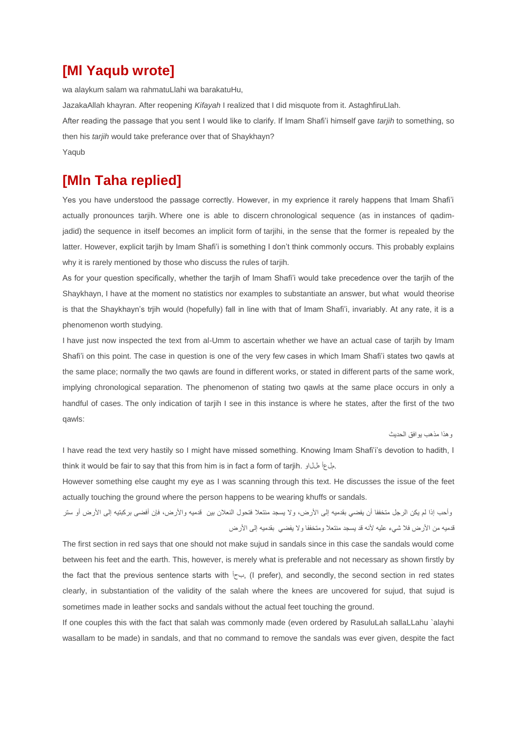## [Ml Yaqub wrote]

wa alaykum salam wa rahmatuLlahi wa barakatuHu,

JazakaAllah khayran. After reopening *Kifayah* I realized that I did misquote from it. AstaghfiruLlah.

After reading the passage that you sent I would like to clarify. If Imam Shafi'i himself gave *tarjih* to something, so then his *tarjih* would take preferance over that of Shaykhayn?

Yaqub

## [Mln Taha replied]

Yes you have understood the passage correctly. However, in my exprience it rarely happens that Imam Shafi'i actually pronounces tarjih. Where one is able to discern chronological sequence (as in instances of qadim-jadid) the sequence in itself becomes an implicit form of tarjihi, in the sense that the former is repealed by the latter. However, explicit tarjih by Imam Shafi'i is something I don't think commonly occurs. This probably explains why it is rarely mentioned by those who discuss the rules of tarjih.

As for your question specifically, whether the tarjih of Imam Shafi'i would take precedence over the tarjih of the Shaykhayn, I have at the moment no statistics nor examples to substantiate an answer, but what would theorise is that the Shaykhayn's trjih would (hopefully) fall in line with that of Imam Shafi'i, invariably. At any rate, it is a phenomenon worth studying.

I have just now inspected the text from al-Umm to ascertain whether we have an actual case of tarjih by Imam Shafi'i on this point. The case in question is one of the very few cases in which Imam Shafi'i states two qawls at the same place; normally the two qawls are found in different works, or stated in different parts of the same work, implying chronological separation. The phenomenon of stating two qawls at the same place occurs in only a handful of cases. The only indication of tarjih I see in this instance is where he states, after the first of the two qawls:

وهذا مذهب يوافق الحديث

I have read the text very hastily so I might have missed something. Knowing Imam Shafi'i's devotion to hadith, I think it would be fair to say that this from him is in fact a form of tarjih. والله أعلم.

However something else caught my eye as I was scanning through this text. He discusses the issue of the feet actually touching the ground where the person happens to be wearing khuffs or sandals.

وأحب إذا لم يكن الرجل متخففا أن يفضي بقدميه إلى الأرض، ولا يسجد منتعلا فتحول النعلان بين قدميه والأرض، فإن أفضى بركبتيه إلى الأرض أو ستر قدميه من الأرض فلا شيء عليه لأنه قد يسجد منتعلا ومتخففا ولا يفضي بقدميه إلى الأرض

The first section in red says that one should not make sujud in sandals since in this case the sandals would come between his feet and the earth. This, however, is merely what is preferable and not necessary as shown firstly by the fact that the previous sentence starts with أحب, (I prefer), and secondly, the second section in red states clearly, in substantiation of the validity of the salah where the knees are uncovered for sujud, that sujud is sometimes made in leather socks and sandals without the actual feet touching the ground.

If one couples this with the fact that salah was commonly made (even ordered by RasuluLah sallaLLahu `alayhi wasallam to be made) in sandals, and that no command to remove the sandals was ever given, despite the fact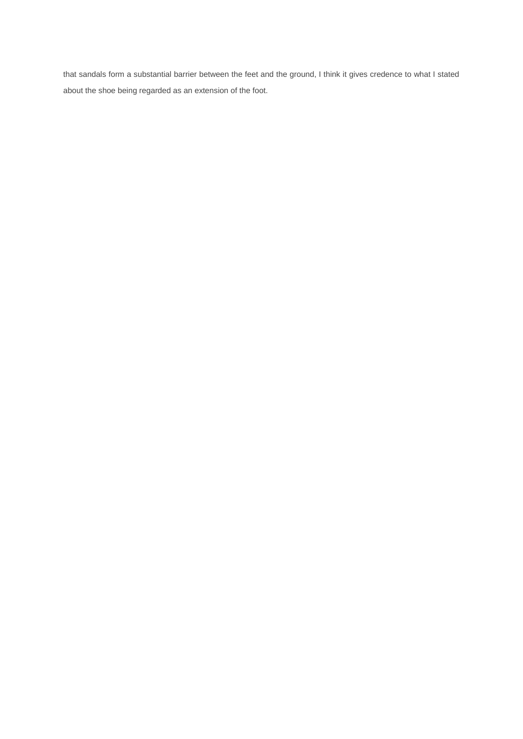that sandals form a substantial barrier between the feet and the ground, I think it gives credence to what I stated about the shoe being regarded as an extension of the foot.